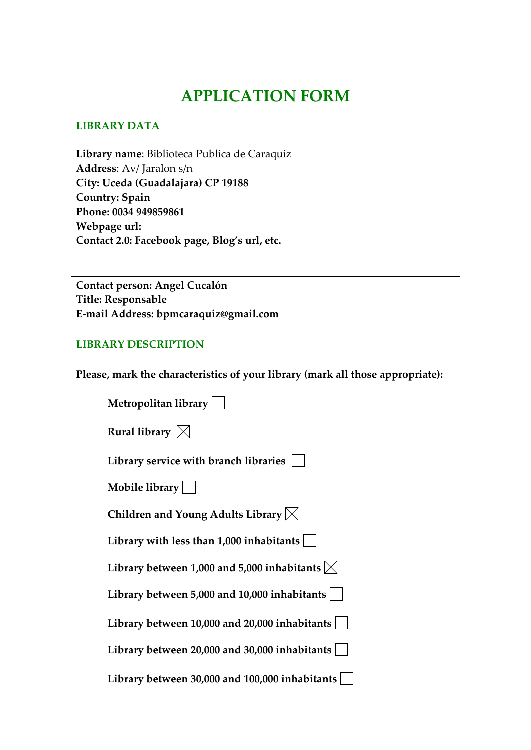# APPLICATION FORM

## LIBRARY DATA

**Library name**: Biblioteca Publica de Caraquiz
**Address**: Av/ Jaralon s/n
**City: Uceda (Guadalajara) CP 19188**
**Country: Spain**
**Phone: 0034 949859861**
**Webpage url:**
**Contact 2.0: Facebook page, Blog's url, etc.**

**Contact person: Angel Cucalón**
**Title: Responsable**
**E-mail Address: bpmcaraquiz@gmail.com**

## LIBRARY DESCRIPTION

**Please, mark the characteristics of your library (mark all those appropriate):**

- **Metropolitan library** ☐
- **Rural library** ☒
- **Library service with branch libraries** ☐
- **Mobile library** ☐
- **Children and Young Adults Library** ☒
- **Library with less than 1,000 inhabitants** ☐
- **Library between 1,000 and 5,000 inhabitants** ☒
- **Library between 5,000 and 10,000 inhabitants** ☐
- **Library between 10,000 and 20,000 inhabitants** ☐
- **Library between 20,000 and 30,000 inhabitants** ☐
- **Library between 30,000 and 100,000 inhabitants** ☐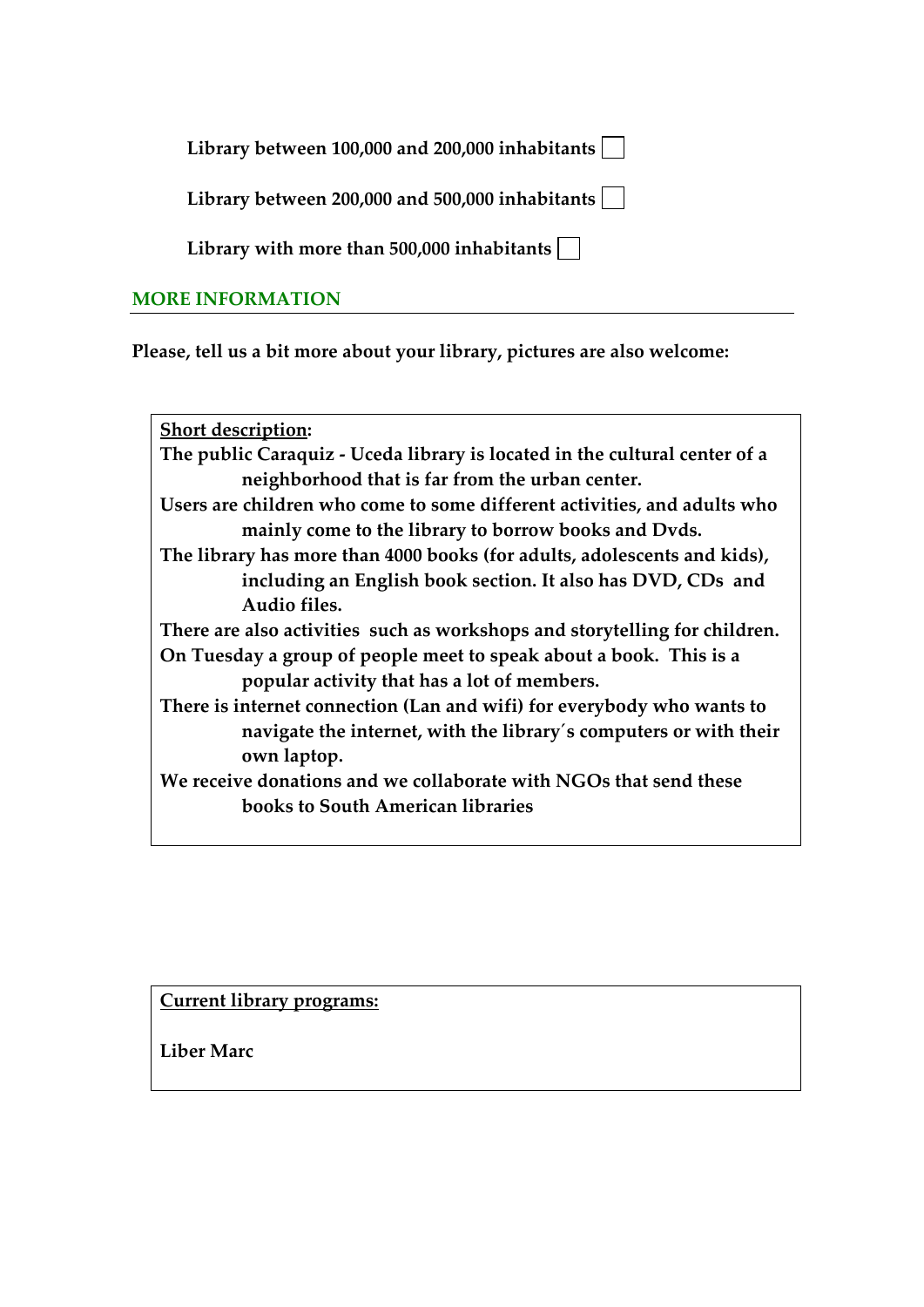**Library between 100,000 and 200,000 inhabitants** ☐

**Library between 200,000 and 500,000 inhabitants** ☐

**Library with more than 500,000 inhabitants** ☐

## MORE INFORMATION

**Please, tell us a bit more about your library, pictures are also welcome:**

**Short description:**

**The public Caraquiz - Uceda library is located in the cultural center of a neighborhood that is far from the urban center.**

**Users are children who come to some different activities, and adults who mainly come to the library to borrow books and Dvds.**

**The library has more than 4000 books (for adults, adolescents and kids), including an English book section. It also has DVD, CDs and Audio files.**

**There are also activities such as workshops and storytelling for children.**

**On Tuesday a group of people meet to speak about a book. This is a popular activity that has a lot of members.**

**There is internet connection (Lan and wifi) for everybody who wants to navigate the internet, with the library´s computers or with their own laptop.**

**We receive donations and we collaborate with NGOs that send these books to South American libraries**

**Current library programs:**

**Liber Marc**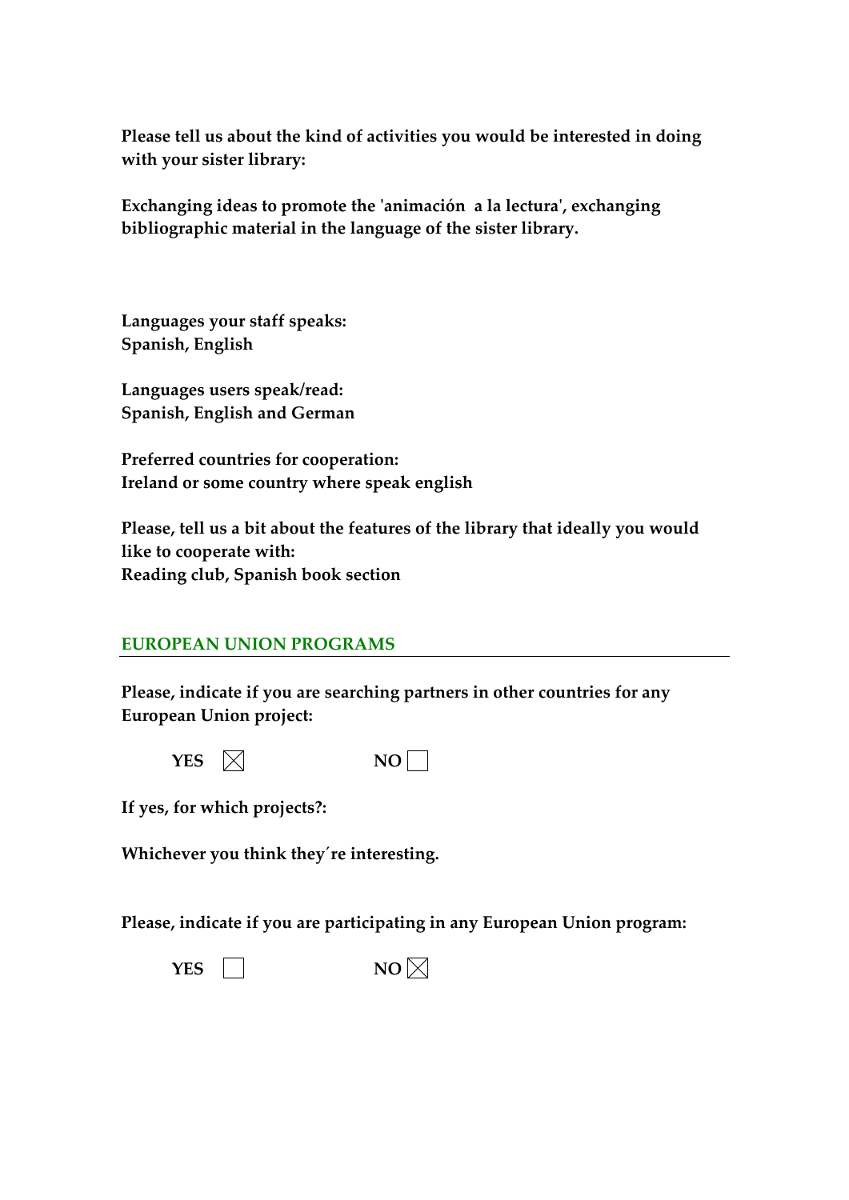**Please tell us about the kind of activities you would be interested in doing with your sister library:**

**Exchanging ideas to promote the 'animación a la lectura', exchanging bibliographic material in the language of the sister library.**

**Languages your staff speaks:**
**Spanish, English**

**Languages users speak/read:**
**Spanish, English and German**

**Preferred countries for cooperation:**
**Ireland or some country where speak english**

**Please, tell us a bit about the features of the library that ideally you would like to cooperate with:**
**Reading club, Spanish book section**

## EUROPEAN UNION PROGRAMS

**Please, indicate if you are searching partners in other countries for any European Union project:**

**YES** ☒ **NO** ☐

**If yes, for which projects?:**

**Whichever you think they´re interesting.**

**Please, indicate if you are participating in any European Union program:**

**YES** ☐ **NO** ☒